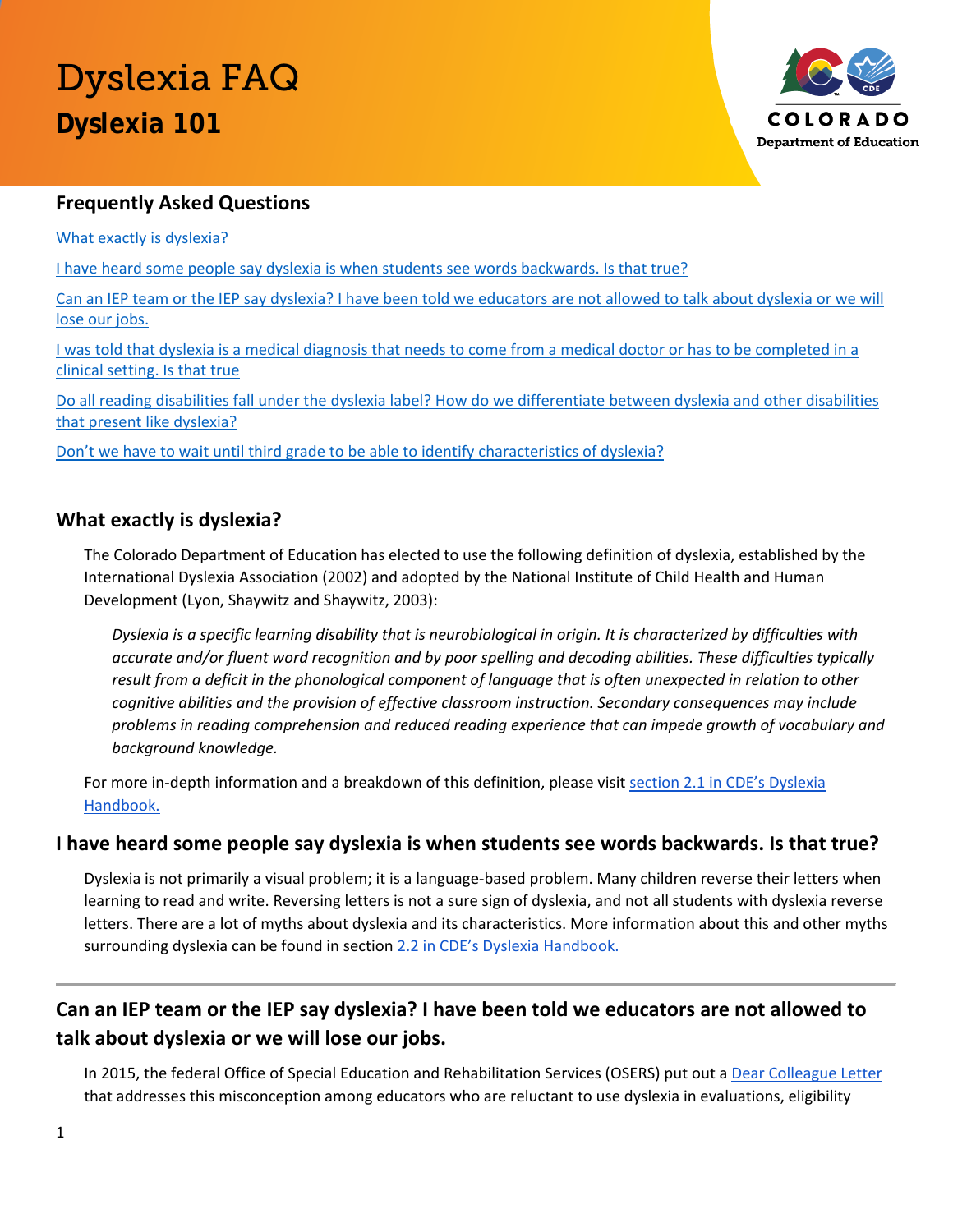# Dyslexia FAQ

## Dyslexia 101

COLORADO
Department of Education

### Frequently Asked Questions

[What exactly is dyslexia?]

[I have heard some people say dyslexia is when students see words backwards. Is that true?]

[Can an IEP team or the IEP say dyslexia? I have been told we educators are not allowed to talk about dyslexia or we will lose our jobs.]

[I was told that dyslexia is a medical diagnosis that needs to come from a medical doctor or has to be completed in a clinical setting. Is that true]

[Do all reading disabilities fall under the dyslexia label? How do we differentiate between dyslexia and other disabilities that present like dyslexia?]

[Don't we have to wait until third grade to be able to identify characteristics of dyslexia?]

### What exactly is dyslexia?

The Colorado Department of Education has elected to use the following definition of dyslexia, established by the International Dyslexia Association (2002) and adopted by the National Institute of Child Health and Human Development (Lyon, Shaywitz and Shaywitz, 2003):

> *Dyslexia is a specific learning disability that is neurobiological in origin. It is characterized by difficulties with accurate and/or fluent word recognition and by poor spelling and decoding abilities. These difficulties typically result from a deficit in the phonological component of language that is often unexpected in relation to other cognitive abilities and the provision of effective classroom instruction. Secondary consequences may include problems in reading comprehension and reduced reading experience that can impede growth of vocabulary and background knowledge.*

For more in-depth information and a breakdown of this definition, please visit section 2.1 in CDE's Dyslexia Handbook.

### I have heard some people say dyslexia is when students see words backwards. Is that true?

Dyslexia is not primarily a visual problem; it is a language-based problem. Many children reverse their letters when learning to read and write. Reversing letters is not a sure sign of dyslexia, and not all students with dyslexia reverse letters. There are a lot of myths about dyslexia and its characteristics. More information about this and other myths surrounding dyslexia can be found in section 2.2 in CDE's Dyslexia Handbook.

---

### Can an IEP team or the IEP say dyslexia? I have been told we educators are not allowed to talk about dyslexia or we will lose our jobs.

In 2015, the federal Office of Special Education and Rehabilitation Services (OSERS) put out a Dear Colleague Letter that addresses this misconception among educators who are reluctant to use dyslexia in evaluations, eligibility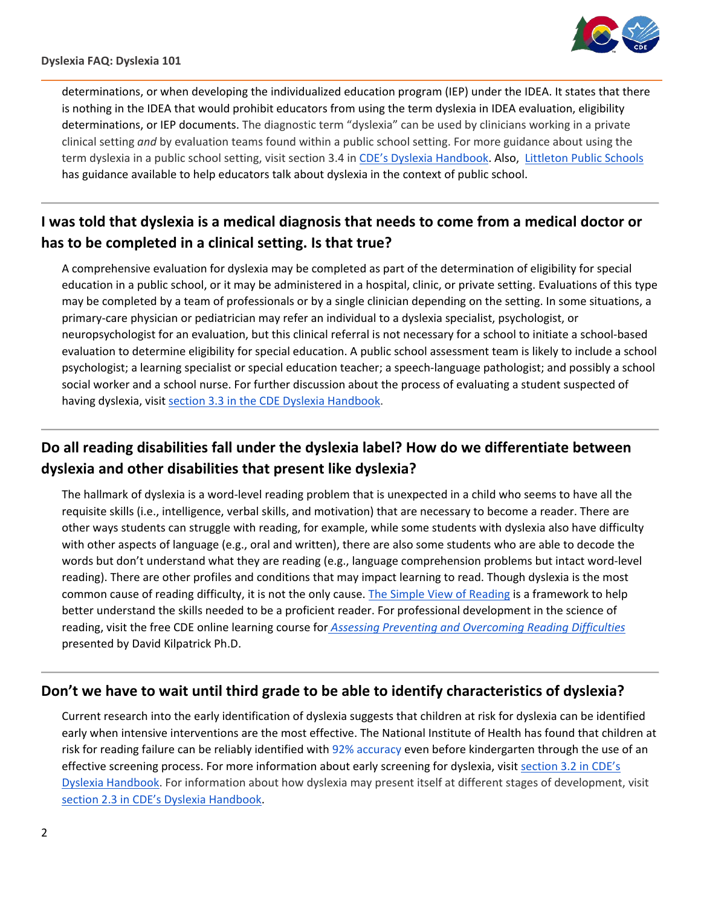determinations, or when developing the individualized education program (IEP) under the IDEA. It states that there is nothing in the IDEA that would prohibit educators from using the term dyslexia in IDEA evaluation, eligibility determinations, or IEP documents. The diagnostic term "dyslexia" can be used by clinicians working in a private clinical setting *and* by evaluation teams found within a public school setting. For more guidance about using the term dyslexia in a public school setting, visit section 3.4 in [CDE's Dyslexia Handbook](). Also, [Littleton Public Schools]() has guidance available to help educators talk about dyslexia in the context of public school.

## I was told that dyslexia is a medical diagnosis that needs to come from a medical doctor or has to be completed in a clinical setting. Is that true?

A comprehensive evaluation for dyslexia may be completed as part of the determination of eligibility for special education in a public school, or it may be administered in a hospital, clinic, or private setting. Evaluations of this type may be completed by a team of professionals or by a single clinician depending on the setting. In some situations, a primary-care physician or pediatrician may refer an individual to a dyslexia specialist, psychologist, or neuropsychologist for an evaluation, but this clinical referral is not necessary for a school to initiate a school-based evaluation to determine eligibility for special education. A public school assessment team is likely to include a school psychologist; a learning specialist or special education teacher; a speech-language pathologist; and possibly a school social worker and a school nurse. For further discussion about the process of evaluating a student suspected of having dyslexia, visit [section 3.3 in the CDE Dyslexia Handbook]().

## Do all reading disabilities fall under the dyslexia label? How do we differentiate between dyslexia and other disabilities that present like dyslexia?

The hallmark of dyslexia is a word-level reading problem that is unexpected in a child who seems to have all the requisite skills (i.e., intelligence, verbal skills, and motivation) that are necessary to become a reader. There are other ways students can struggle with reading, for example, while some students with dyslexia also have difficulty with other aspects of language (e.g., oral and written), there are also some students who are able to decode the words but don't understand what they are reading (e.g., language comprehension problems but intact word-level reading). There are other profiles and conditions that may impact learning to read. Though dyslexia is the most common cause of reading difficulty, it is not the only cause. [The Simple View of Reading]() is a framework to help better understand the skills needed to be a proficient reader. For professional development in the science of reading, visit the free CDE online learning course for [*Assessing Preventing and Overcoming Reading Difficulties*]() presented by David Kilpatrick Ph.D.

## Don't we have to wait until third grade to be able to identify characteristics of dyslexia?

Current research into the early identification of dyslexia suggests that children at risk for dyslexia can be identified early when intensive interventions are the most effective. The National Institute of Health has found that children at risk for reading failure can be reliably identified with 92% accuracy even before kindergarten through the use of an effective screening process. For more information about early screening for dyslexia, visit [section 3.2 in CDE's Dyslexia Handbook](). For information about how dyslexia may present itself at different stages of development, visit [section 2.3 in CDE's Dyslexia Handbook]().